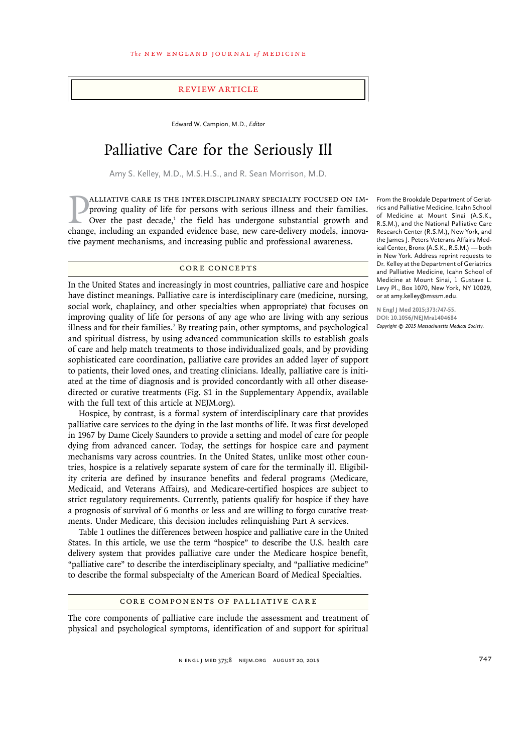REVIEW ARTICLE

Edward W. Campion, M.D., *Editor*

# Palliative Care for the Seriously Ill

Amy S. Kelley, M.D., M.S.H.S., and R. Sean Morrison, M.D.

From the Brookdale Department of Geriatrics and Palliative Medicine, Icahn School of Medicine at Mount Sinai (A.S.K., R.S.M.), and the National Palliative Care Research Center (R.S.M.), New York, and the James J. Peters Veterans Affairs Medical Center, Bronx (A.S.K., R.S.M.) — both in New York. Address reprint requests to Dr. Kelley at the Department of Geriatrics and Palliative Medicine, Icahn School of Medicine at Mount Sinai, 1 Gustave L. Levy Pl., Box 1070, New York, NY 10029, or at amy.kelley@mssm.edu.

N Engl J Med 2015;373:747-55.
DOI: 10.1056/NEJMra1404684
*Copyright © 2015 Massachusetts Medical Society.*

Palliative care is the interdisciplinary specialty focused on improving quality of life for persons with serious illness and their families. Over the past decade,[1] the field has undergone substantial growth and change, including an expanded evidence base, new care-delivery models, innovative payment mechanisms, and increasing public and professional awareness.

## CORE CONCEPTS

In the United States and increasingly in most countries, palliative care and hospice have distinct meanings. Palliative care is interdisciplinary care (medicine, nursing, social work, chaplaincy, and other specialties when appropriate) that focuses on improving quality of life for persons of any age who are living with any serious illness and for their families.[2] By treating pain, other symptoms, and psychological and spiritual distress, by using advanced communication skills to establish goals of care and help match treatments to those individualized goals, and by providing sophisticated care coordination, palliative care provides an added layer of support to patients, their loved ones, and treating clinicians. Ideally, palliative care is initiated at the time of diagnosis and is provided concordantly with all other disease-directed or curative treatments (Fig. S1 in the Supplementary Appendix, available with the full text of this article at NEJM.org).

Hospice, by contrast, is a formal system of interdisciplinary care that provides palliative care services to the dying in the last months of life. It was first developed in 1967 by Dame Cicely Saunders to provide a setting and model of care for people dying from advanced cancer. Today, the settings for hospice care and payment mechanisms vary across countries. In the United States, unlike most other countries, hospice is a relatively separate system of care for the terminally ill. Eligibility criteria are defined by insurance benefits and federal programs (Medicare, Medicaid, and Veterans Affairs), and Medicare-certified hospices are subject to strict regulatory requirements. Currently, patients qualify for hospice if they have a prognosis of survival of 6 months or less and are willing to forgo curative treatments. Under Medicare, this decision includes relinquishing Part A services.

Table 1 outlines the differences between hospice and palliative care in the United States. In this article, we use the term "hospice" to describe the U.S. health care delivery system that provides palliative care under the Medicare hospice benefit, "palliative care" to describe the interdisciplinary specialty, and "palliative medicine" to describe the formal subspecialty of the American Board of Medical Specialties.

## CORE COMPONENTS OF PALLIATIVE CARE

The core components of palliative care include the assessment and treatment of physical and psychological symptoms, identification of and support for spiritual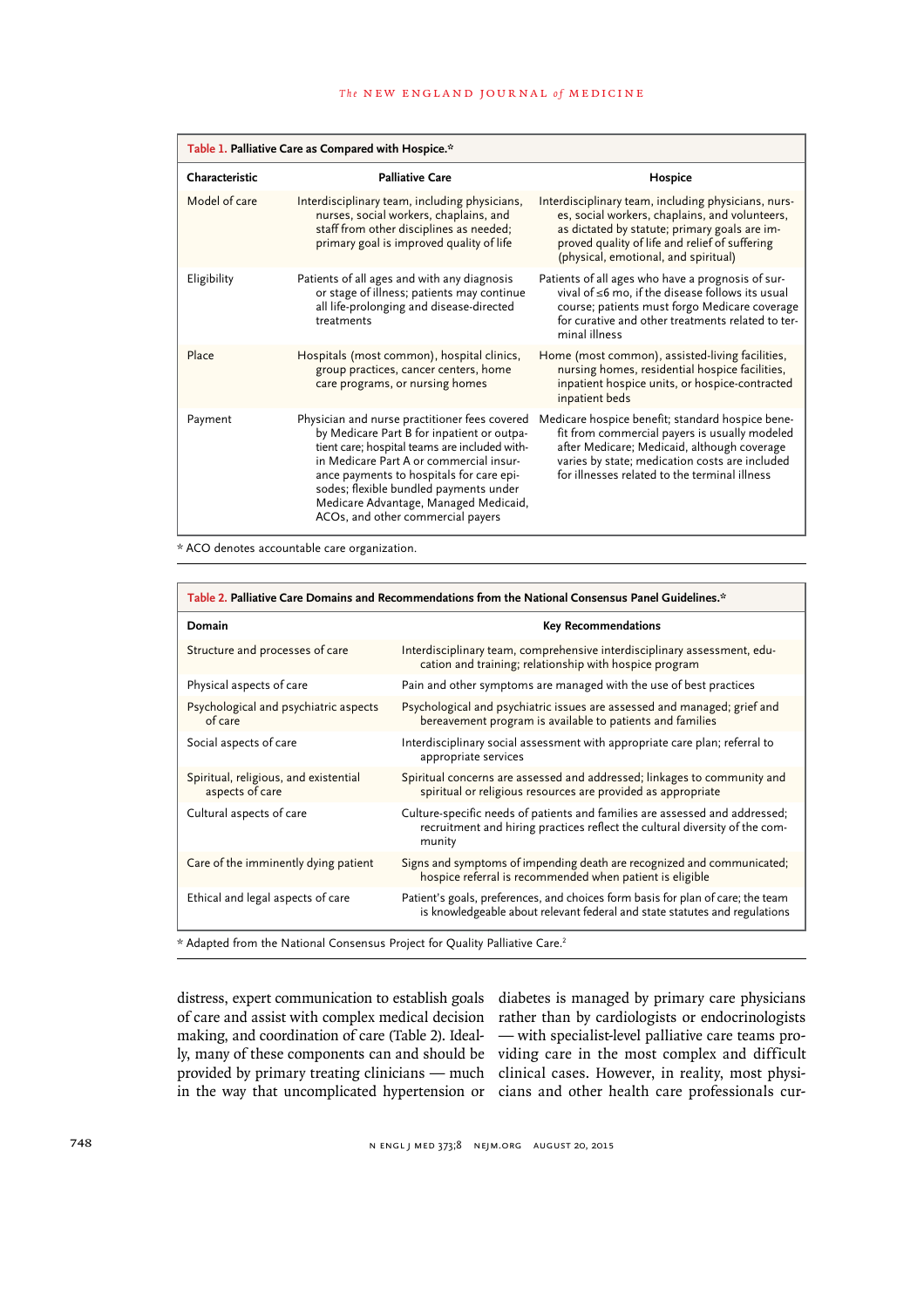**Table 1. Palliative Care as Compared with Hospice.***

| Characteristic | Palliative Care | Hospice |
|---|---|---|
| Model of care | Interdisciplinary team, including physicians, nurses, social workers, chaplains, and staff from other disciplines as needed; primary goal is improved quality of life | Interdisciplinary team, including physicians, nurses, social workers, chaplains, and volunteers, as dictated by statute; primary goals are improved quality of life and relief of suffering (physical, emotional, and spiritual) |
| Eligibility | Patients of all ages and with any diagnosis or stage of illness; patients may continue all life-prolonging and disease-directed treatments | Patients of all ages who have a prognosis of survival of ≤6 mo, if the disease follows its usual course; patients must forgo Medicare coverage for curative and other treatments related to terminal illness |
| Place | Hospitals (most common), hospital clinics, group practices, cancer centers, home care programs, or nursing homes | Home (most common), assisted-living facilities, nursing homes, residential hospice facilities, inpatient hospice units, or hospice-contracted inpatient beds |
| Payment | Physician and nurse practitioner fees covered by Medicare Part B for inpatient or outpatient care; hospital teams are included within Medicare Part A or commercial insurance payments to hospitals for care episodes; flexible bundled payments under Medicare Advantage, Managed Medicaid, ACOs, and other commercial payers | Medicare hospice benefit; standard hospice benefit from commercial payers is usually modeled after Medicare; Medicaid, although coverage varies by state; medication costs are included for illnesses related to the terminal illness |

* ACO denotes accountable care organization.

**Table 2. Palliative Care Domains and Recommendations from the National Consensus Panel Guidelines.***

| Domain | Key Recommendations |
|---|---|
| Structure and processes of care | Interdisciplinary team, comprehensive interdisciplinary assessment, education and training; relationship with hospice program |
| Physical aspects of care | Pain and other symptoms are managed with the use of best practices |
| Psychological and psychiatric aspects of care | Psychological and psychiatric issues are assessed and managed; grief and bereavement program is available to patients and families |
| Social aspects of care | Interdisciplinary social assessment with appropriate care plan; referral to appropriate services |
| Spiritual, religious, and existential aspects of care | Spiritual concerns are assessed and addressed; linkages to community and spiritual or religious resources are provided as appropriate |
| Cultural aspects of care | Culture-specific needs of patients and families are assessed and addressed; recruitment and hiring practices reflect the cultural diversity of the community |
| Care of the imminently dying patient | Signs and symptoms of impending death are recognized and communicated; hospice referral is recommended when patient is eligible |
| Ethical and legal aspects of care | Patient's goals, preferences, and choices form basis for plan of care; the team is knowledgeable about relevant federal and state statutes and regulations |

* Adapted from the National Consensus Project for Quality Palliative Care.[2]

distress, expert communication to establish goals of care and assist with complex medical decision making, and coordination of care (Table 2). Ideally, many of these components can and should be provided by primary treating clinicians — much in the way that uncomplicated hypertension or diabetes is managed by primary care physicians rather than by cardiologists or endocrinologists — with specialist-level palliative care teams providing care in the most complex and difficult clinical cases. However, in reality, most physicians and other health care professionals cur-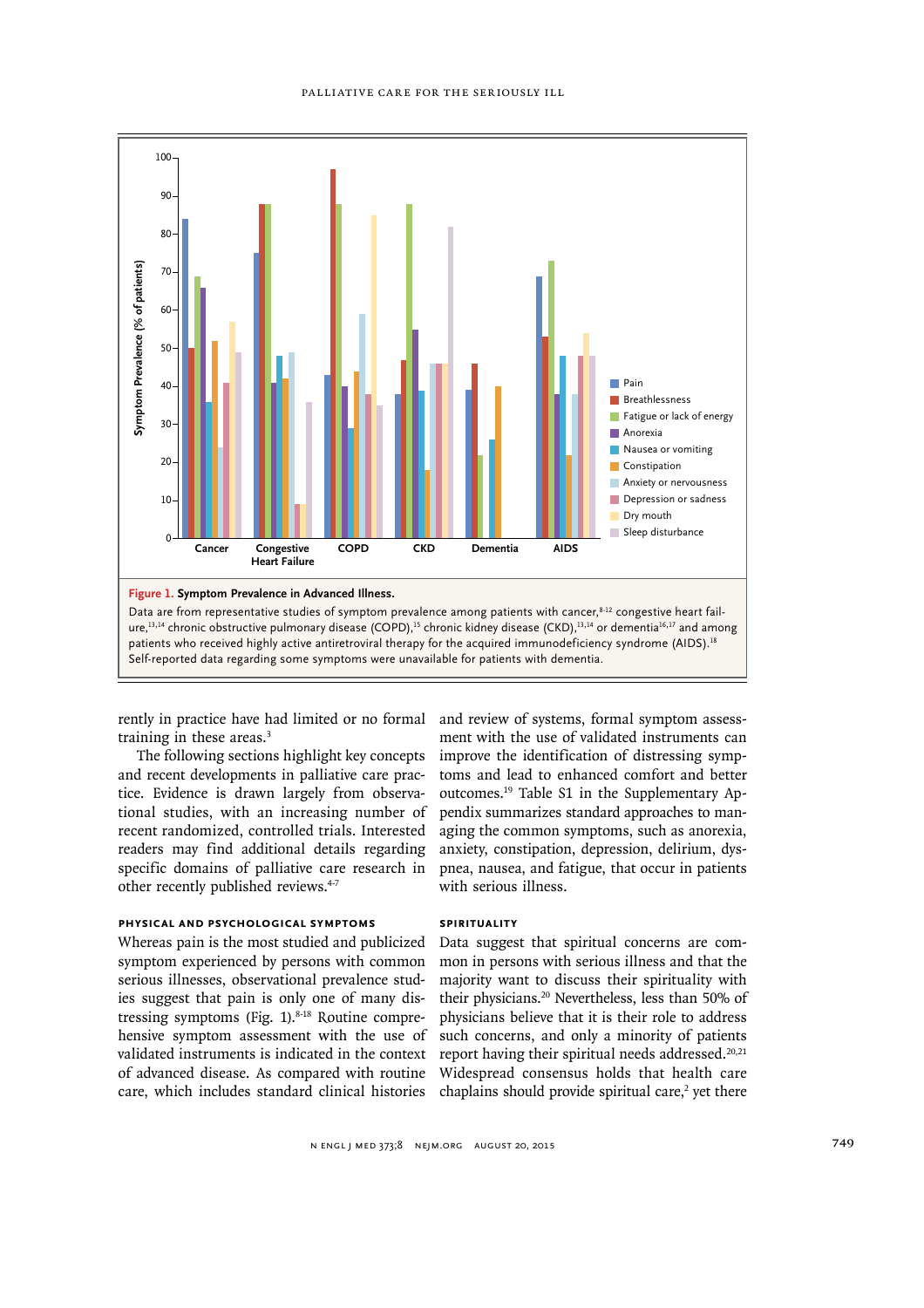**Figure 1. Symptom Prevalence in Advanced Illness.**

Data are from representative studies of symptom prevalence among patients with cancer,[8-12] congestive heart failure,[13,14] chronic obstructive pulmonary disease (COPD),[15] chronic kidney disease (CKD),[13,14] or dementia[16,17] and among patients who received highly active antiretroviral therapy for the acquired immunodeficiency syndrome (AIDS).[18] Self-reported data regarding some symptoms were unavailable for patients with dementia.

rently in practice have had limited or no formal training in these areas.[3]

The following sections highlight key concepts and recent developments in palliative care practice. Evidence is drawn largely from observational studies, with an increasing number of recent randomized, controlled trials. Interested readers may find additional details regarding specific domains of palliative care research in other recently published reviews.[4-7]

### PHYSICAL AND PSYCHOLOGICAL SYMPTOMS

Whereas pain is the most studied and publicized symptom experienced by persons with common serious illnesses, observational prevalence studies suggest that pain is only one of many distressing symptoms (Fig. 1).[8-18] Routine comprehensive symptom assessment with the use of validated instruments is indicated in the context of advanced disease. As compared with routine care, which includes standard clinical histories and review of systems, formal symptom assessment with the use of validated instruments can improve the identification of distressing symptoms and lead to enhanced comfort and better outcomes.[19] Table S1 in the Supplementary Appendix summarizes standard approaches to managing the common symptoms, such as anorexia, anxiety, constipation, depression, delirium, dyspnea, nausea, and fatigue, that occur in patients with serious illness.

### SPIRITUALITY

Data suggest that spiritual concerns are common in persons with serious illness and that the majority want to discuss their spirituality with their physicians.[20] Nevertheless, less than 50% of physicians believe that it is their role to address such concerns, and only a minority of patients report having their spiritual needs addressed.[20,21] Widespread consensus holds that health care chaplains should provide spiritual care,[2] yet there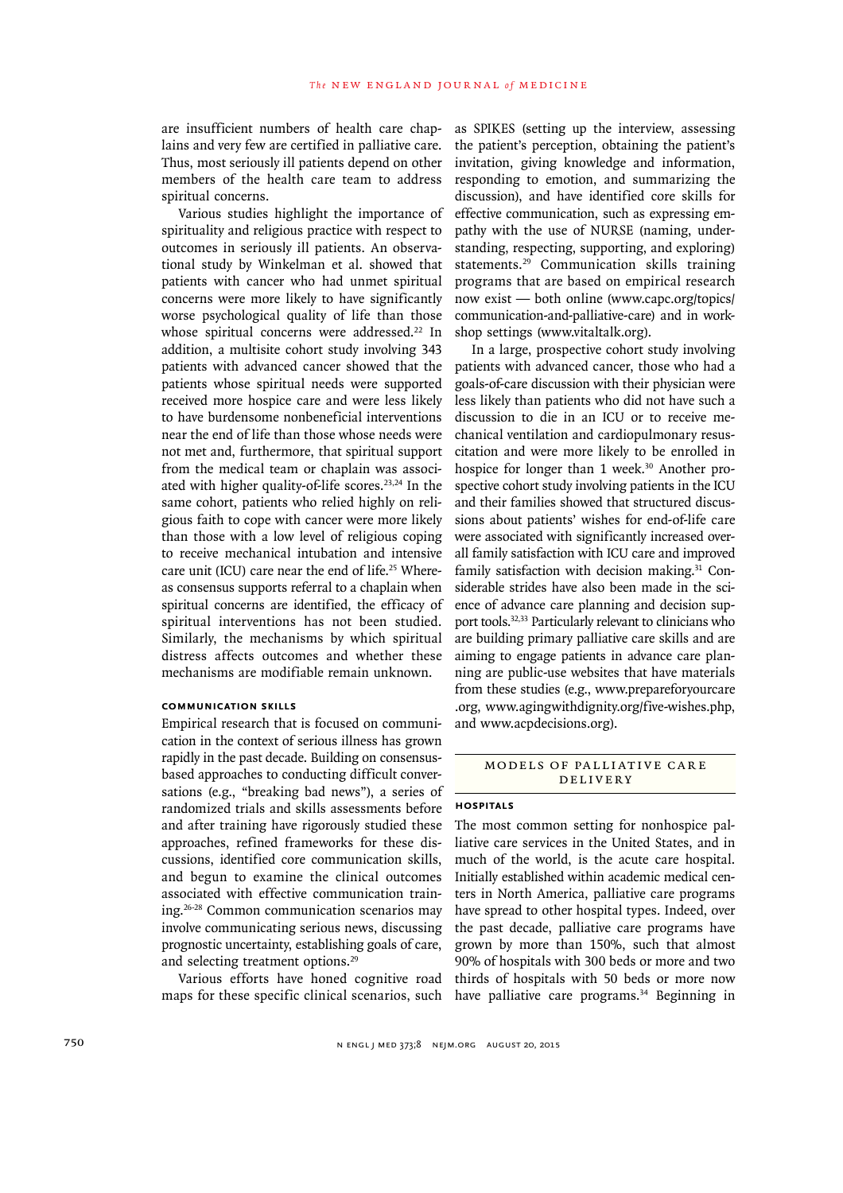are insufficient numbers of health care chaplains and very few are certified in palliative care. Thus, most seriously ill patients depend on other members of the health care team to address spiritual concerns.

Various studies highlight the importance of spirituality and religious practice with respect to outcomes in seriously ill patients. An observational study by Winkelman et al. showed that patients with cancer who had unmet spiritual concerns were more likely to have significantly worse psychological quality of life than those whose spiritual concerns were addressed.[22] In addition, a multisite cohort study involving 343 patients with advanced cancer showed that the patients whose spiritual needs were supported received more hospice care and were less likely to have burdensome nonbeneficial interventions near the end of life than those whose needs were not met and, furthermore, that spiritual support from the medical team or chaplain was associated with higher quality-of-life scores.[23,24] In the same cohort, patients who relied highly on religious faith to cope with cancer were more likely than those with a low level of religious coping to receive mechanical intubation and intensive care unit (ICU) care near the end of life.[25] Whereas consensus supports referral to a chaplain when spiritual concerns are identified, the efficacy of spiritual interventions has not been studied. Similarly, the mechanisms by which spiritual distress affects outcomes and whether these mechanisms are modifiable remain unknown.

### COMMUNICATION SKILLS

Empirical research that is focused on communication in the context of serious illness has grown rapidly in the past decade. Building on consensus-based approaches to conducting difficult conversations (e.g., "breaking bad news"), a series of randomized trials and skills assessments before and after training have rigorously studied these approaches, refined frameworks for these discussions, identified core communication skills, and begun to examine the clinical outcomes associated with effective communication training.[26-28] Common communication scenarios may involve communicating serious news, discussing prognostic uncertainty, establishing goals of care, and selecting treatment options.[29]

Various efforts have honed cognitive road maps for these specific clinical scenarios, such as SPIKES (setting up the interview, assessing the patient's perception, obtaining the patient's invitation, giving knowledge and information, responding to emotion, and summarizing the discussion), and have identified core skills for effective communication, such as expressing empathy with the use of NURSE (naming, understanding, respecting, supporting, and exploring) statements.[29] Communication skills training programs that are based on empirical research now exist — both online (www.capc.org/topics/communication-and-palliative-care) and in workshop settings (www.vitaltalk.org).

In a large, prospective cohort study involving patients with advanced cancer, those who had a goals-of-care discussion with their physician were less likely than patients who did not have such a discussion to die in an ICU or to receive mechanical ventilation and cardiopulmonary resuscitation and were more likely to be enrolled in hospice for longer than 1 week.[30] Another prospective cohort study involving patients in the ICU and their families showed that structured discussions about patients' wishes for end-of-life care were associated with significantly increased overall family satisfaction with ICU care and improved family satisfaction with decision making.[31] Considerable strides have also been made in the science of advance care planning and decision support tools.[32,33] Particularly relevant to clinicians who are building primary palliative care skills and are aiming to engage patients in advance care planning are public-use websites that have materials from these studies (e.g., www.prepareforyourcare.org, www.agingwithdignity.org/five-wishes.php, and www.acpdecisions.org).

## MODELS OF PALLIATIVE CARE DELIVERY

### HOSPITALS

The most common setting for nonhospice palliative care services in the United States, and in much of the world, is the acute care hospital. Initially established within academic medical centers in North America, palliative care programs have spread to other hospital types. Indeed, over the past decade, palliative care programs have grown by more than 150%, such that almost 90% of hospitals with 300 beds or more and two thirds of hospitals with 50 beds or more now have palliative care programs.[34] Beginning in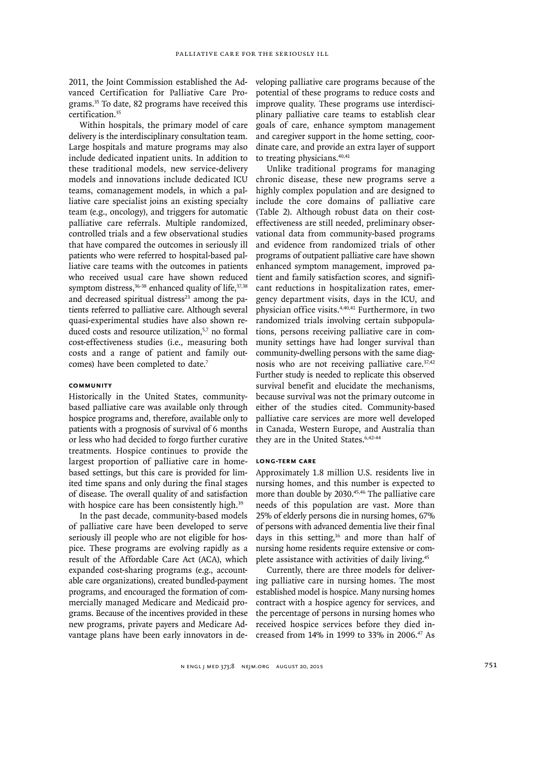2011, the Joint Commission established the Advanced Certification for Palliative Care Programs.[35] To date, 82 programs have received this certification.[35]

Within hospitals, the primary model of care delivery is the interdisciplinary consultation team. Large hospitals and mature programs may also include dedicated inpatient units. In addition to these traditional models, new service-delivery models and innovations include dedicated ICU teams, comanagement models, in which a palliative care specialist joins an existing specialty team (e.g., oncology), and triggers for automatic palliative care referrals. Multiple randomized, controlled trials and a few observational studies that have compared the outcomes in seriously ill patients who were referred to hospital-based palliative care teams with the outcomes in patients who received usual care have shown reduced symptom distress,[36-38] enhanced quality of life,[37,38] and decreased spiritual distress[23] among the patients referred to palliative care. Although several quasi-experimental studies have also shown reduced costs and resource utilization,[5,7] no formal cost-effectiveness studies (i.e., measuring both costs and a range of patient and family outcomes) have been completed to date.[7]

#### COMMUNITY

Historically in the United States, community-based palliative care was available only through hospice programs and, therefore, available only to patients with a prognosis of survival of 6 months or less who had decided to forgo further curative treatments. Hospice continues to provide the largest proportion of palliative care in home-based settings, but this care is provided for limited time spans and only during the final stages of disease. The overall quality of and satisfaction with hospice care has been consistently high.[39]

In the past decade, community-based models of palliative care have been developed to serve seriously ill people who are not eligible for hospice. These programs are evolving rapidly as a result of the Affordable Care Act (ACA), which expanded cost-sharing programs (e.g., accountable care organizations), created bundled-payment programs, and encouraged the formation of commercially managed Medicare and Medicaid programs. Because of the incentives provided in these new programs, private payers and Medicare Advantage plans have been early innovators in developing palliative care programs because of the potential of these programs to reduce costs and improve quality. These programs use interdisciplinary palliative care teams to establish clear goals of care, enhance symptom management and caregiver support in the home setting, coordinate care, and provide an extra layer of support to treating physicians.[40,41]

Unlike traditional programs for managing chronic disease, these new programs serve a highly complex population and are designed to include the core domains of palliative care (Table 2). Although robust data on their cost-effectiveness are still needed, preliminary observational data from community-based programs and evidence from randomized trials of other programs of outpatient palliative care have shown enhanced symptom management, improved patient and family satisfaction scores, and significant reductions in hospitalization rates, emergency department visits, days in the ICU, and physician office visits.[4,40,41] Furthermore, in two randomized trials involving certain subpopulations, persons receiving palliative care in community settings have had longer survival than community-dwelling persons with the same diagnosis who are not receiving palliative care.[37,42] Further study is needed to replicate this observed survival benefit and elucidate the mechanisms, because survival was not the primary outcome in either of the studies cited. Community-based palliative care services are more well developed in Canada, Western Europe, and Australia than they are in the United States.[6,42-44]

#### LONG-TERM CARE

Approximately 1.8 million U.S. residents live in nursing homes, and this number is expected to more than double by 2030.[45,46] The palliative care needs of this population are vast. More than 25% of elderly persons die in nursing homes, 67% of persons with advanced dementia live their final days in this setting,[16] and more than half of nursing home residents require extensive or complete assistance with activities of daily living.[45]

Currently, there are three models for delivering palliative care in nursing homes. The most established model is hospice. Many nursing homes contract with a hospice agency for services, and the percentage of persons in nursing homes who received hospice services before they died increased from 14% in 1999 to 33% in 2006.[47] As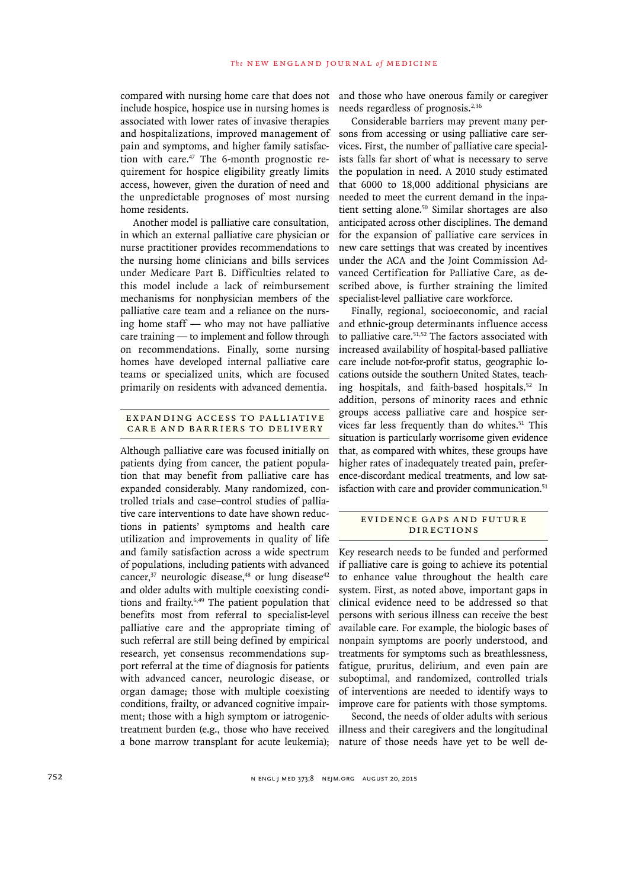compared with nursing home care that does not include hospice, hospice use in nursing homes is associated with lower rates of invasive therapies and hospitalizations, improved management of pain and symptoms, and higher family satisfaction with care.[47] The 6-month prognostic requirement for hospice eligibility greatly limits access, however, given the duration of need and the unpredictable prognoses of most nursing home residents.

Another model is palliative care consultation, in which an external palliative care physician or nurse practitioner provides recommendations to the nursing home clinicians and bills services under Medicare Part B. Difficulties related to this model include a lack of reimbursement mechanisms for nonphysician members of the palliative care team and a reliance on the nursing home staff — who may not have palliative care training — to implement and follow through on recommendations. Finally, some nursing homes have developed internal palliative care teams or specialized units, which are focused primarily on residents with advanced dementia.

## EXPANDING ACCESS TO PALLIATIVE CARE AND BARRIERS TO DELIVERY

Although palliative care was focused initially on patients dying from cancer, the patient population that may benefit from palliative care has expanded considerably. Many randomized, controlled trials and case–control studies of palliative care interventions to date have shown reductions in patients' symptoms and health care utilization and improvements in quality of life and family satisfaction across a wide spectrum of populations, including patients with advanced cancer,[37] neurologic disease,[48] or lung disease[42] and older adults with multiple coexisting conditions and frailty.[6,49] The patient population that benefits most from referral to specialist-level palliative care and the appropriate timing of such referral are still being defined by empirical research, yet consensus recommendations support referral at the time of diagnosis for patients with advanced cancer, neurologic disease, or organ damage; those with multiple coexisting conditions, frailty, or advanced cognitive impairment; those with a high symptom or iatrogenic-treatment burden (e.g., those who have received a bone marrow transplant for acute leukemia); and those who have onerous family or caregiver needs regardless of prognosis.[2,36]

Considerable barriers may prevent many persons from accessing or using palliative care services. First, the number of palliative care specialists falls far short of what is necessary to serve the population in need. A 2010 study estimated that 6000 to 18,000 additional physicians are needed to meet the current demand in the inpatient setting alone.[50] Similar shortages are also anticipated across other disciplines. The demand for the expansion of palliative care services in new care settings that was created by incentives under the ACA and the Joint Commission Advanced Certification for Palliative Care, as described above, is further straining the limited specialist-level palliative care workforce.

Finally, regional, socioeconomic, and racial and ethnic-group determinants influence access to palliative care.[51,52] The factors associated with increased availability of hospital-based palliative care include not-for-profit status, geographic locations outside the southern United States, teaching hospitals, and faith-based hospitals.[52] In addition, persons of minority races and ethnic groups access palliative care and hospice services far less frequently than do whites.[51] This situation is particularly worrisome given evidence that, as compared with whites, these groups have higher rates of inadequately treated pain, preference-discordant medical treatments, and low satisfaction with care and provider communication.[51]

## EVIDENCE GAPS AND FUTURE DIRECTIONS

Key research needs to be funded and performed if palliative care is going to achieve its potential to enhance value throughout the health care system. First, as noted above, important gaps in clinical evidence need to be addressed so that persons with serious illness can receive the best available care. For example, the biologic bases of nonpain symptoms are poorly understood, and treatments for symptoms such as breathlessness, fatigue, pruritus, delirium, and even pain are suboptimal, and randomized, controlled trials of interventions are needed to identify ways to improve care for patients with those symptoms.

Second, the needs of older adults with serious illness and their caregivers and the longitudinal nature of those needs have yet to be well de-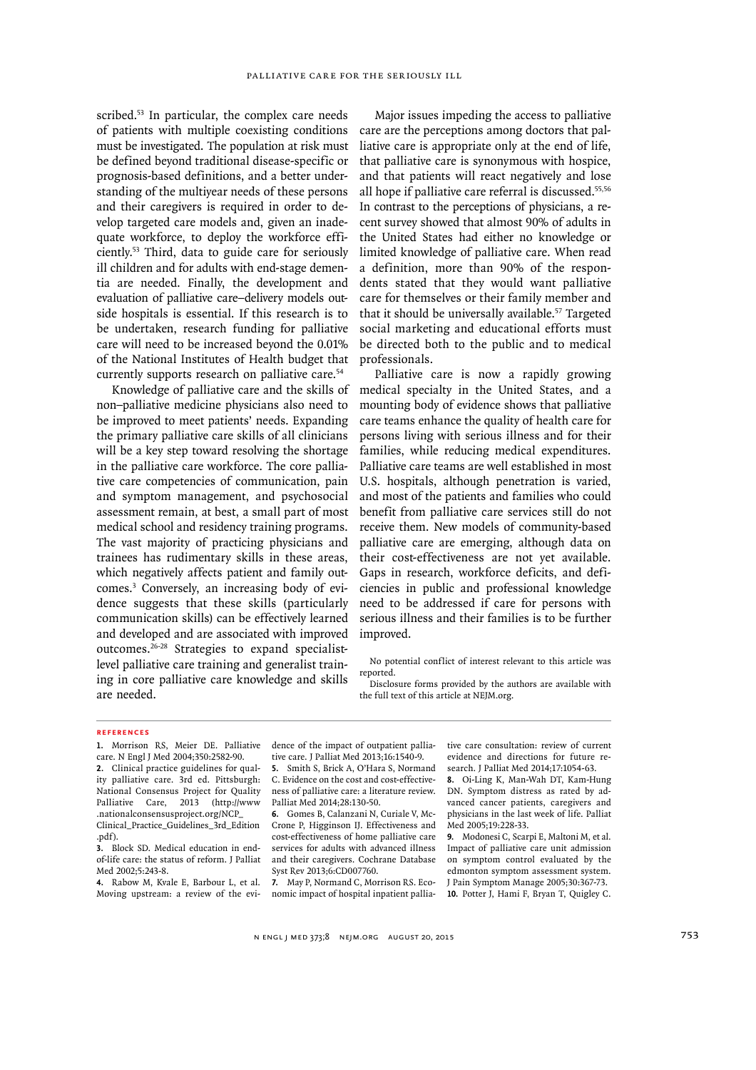scribed.[53] In particular, the complex care needs of patients with multiple coexisting conditions must be investigated. The population at risk must be defined beyond traditional disease-specific or prognosis-based definitions, and a better understanding of the multiyear needs of these persons and their caregivers is required in order to develop targeted care models and, given an inadequate workforce, to deploy the workforce efficiently.[53] Third, data to guide care for seriously ill children and for adults with end-stage dementia are needed. Finally, the development and evaluation of palliative care–delivery models outside hospitals is essential. If this research is to be undertaken, research funding for palliative care will need to be increased beyond the 0.01% of the National Institutes of Health budget that currently supports research on palliative care.[54]

Knowledge of palliative care and the skills of non–palliative medicine physicians also need to be improved to meet patients' needs. Expanding the primary palliative care skills of all clinicians will be a key step toward resolving the shortage in the palliative care workforce. The core palliative care competencies of communication, pain and symptom management, and psychosocial assessment remain, at best, a small part of most medical school and residency training programs. The vast majority of practicing physicians and trainees has rudimentary skills in these areas, which negatively affects patient and family outcomes.[3] Conversely, an increasing body of evidence suggests that these skills (particularly communication skills) can be effectively learned and developed and are associated with improved outcomes.[26-28] Strategies to expand specialist-level palliative care training and generalist training in core palliative care knowledge and skills are needed.

Major issues impeding the access to palliative care are the perceptions among doctors that palliative care is appropriate only at the end of life, that palliative care is synonymous with hospice, and that patients will react negatively and lose all hope if palliative care referral is discussed.[55,56] In contrast to the perceptions of physicians, a recent survey showed that almost 90% of adults in the United States had either no knowledge or limited knowledge of palliative care. When read a definition, more than 90% of the respondents stated that they would want palliative care for themselves or their family member and that it should be universally available.[57] Targeted social marketing and educational efforts must be directed both to the public and to medical professionals.

Palliative care is now a rapidly growing medical specialty in the United States, and a mounting body of evidence shows that palliative care teams enhance the quality of health care for persons living with serious illness and for their families, while reducing medical expenditures. Palliative care teams are well established in most U.S. hospitals, although penetration is varied, and most of the patients and families who could benefit from palliative care services still do not receive them. New models of community-based palliative care are emerging, although data on their cost-effectiveness are not yet available. Gaps in research, workforce deficits, and deficiencies in public and professional knowledge need to be addressed if care for persons with serious illness and their families is to be further improved.

No potential conflict of interest relevant to this article was reported.

Disclosure forms provided by the authors are available with the full text of this article at NEJM.org.

## References

1. Morrison RS, Meier DE. Palliative care. N Engl J Med 2004;350:2582-90.
2. Clinical practice guidelines for quality palliative care. 3rd ed. Pittsburgh: National Consensus Project for Quality Palliative Care, 2013 (http://www.nationalconsensusproject.org/NCP_Clinical_Practice_Guidelines_3rd_Edition.pdf).
3. Block SD. Medical education in end-of-life care: the status of reform. J Palliat Med 2002;5:243-8.
4. Rabow M, Kvale E, Barbour L, et al. Moving upstream: a review of the evidence of the impact of outpatient palliative care. J Palliat Med 2013;16:1540-9.
5. Smith S, Brick A, O'Hara S, Normand C. Evidence on the cost and cost-effectiveness of palliative care: a literature review. Palliat Med 2014;28:130-50.
6. Gomes B, Calanzani N, Curiale V, McCrone P, Higginson IJ. Effectiveness and cost-effectiveness of home palliative care services for adults with advanced illness and their caregivers. Cochrane Database Syst Rev 2013;6:CD007760.
7. May P, Normand C, Morrison RS. Economic impact of hospital inpatient palliative care consultation: review of current evidence and directions for future research. J Palliat Med 2014;17:1054-63.
8. Oi-Ling K, Man-Wah DT, Kam-Hung DN. Symptom distress as rated by advanced cancer patients, caregivers and physicians in the last week of life. Palliat Med 2005;19:228-33.
9. Modonesi C, Scarpi E, Maltoni M, et al. Impact of palliative care unit admission on symptom control evaluated by the edmonton symptom assessment system. J Pain Symptom Manage 2005;30:367-73.
10. Potter J, Hami F, Bryan T, Quigley C.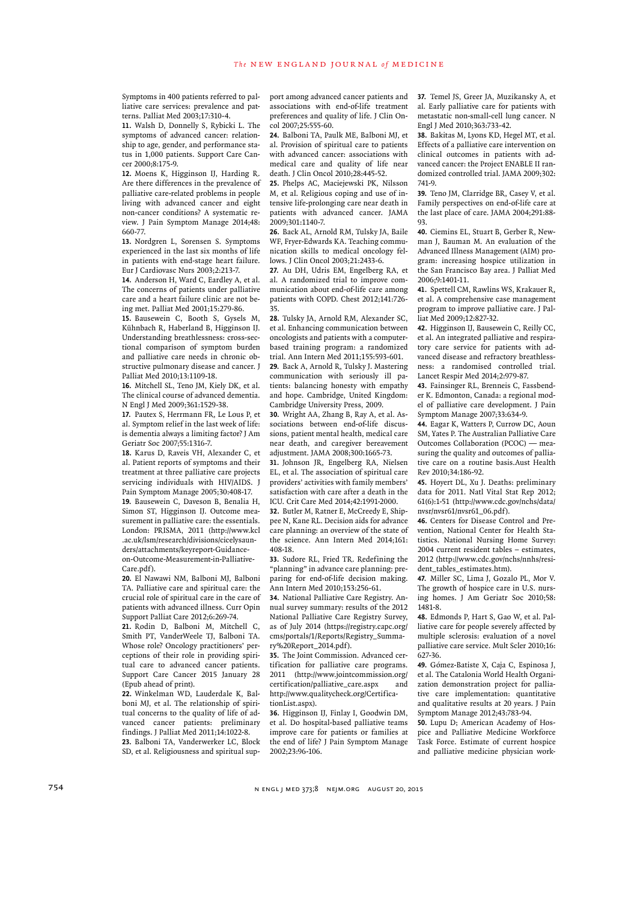Symptoms in 400 patients referred to palliative care services: prevalence and patterns. Palliat Med 2003;17:310-4.

**11.** Walsh D, Donnelly S, Rybicki L. The symptoms of advanced cancer: relationship to age, gender, and performance status in 1,000 patients. Support Care Cancer 2000;8:175-9.

**12.** Moens K, Higginson IJ, Harding R. Are there differences in the prevalence of palliative care-related problems in people living with advanced cancer and eight non-cancer conditions? A systematic review. J Pain Symptom Manage 2014;48:660-77.

**13.** Nordgren L, Sorensen S. Symptoms experienced in the last six months of life in patients with end-stage heart failure. Eur J Cardiovasc Nurs 2003;2:213-7.

**14.** Anderson H, Ward C, Eardley A, et al. The concerns of patients under palliative care and a heart failure clinic are not being met. Palliat Med 2001;15:279-86.

**15.** Bausewein C, Booth S, Gysels M, Kühnbach R, Haberland B, Higginson IJ. Understanding breathlessness: cross-sectional comparison of symptom burden and palliative care needs in chronic obstructive pulmonary disease and cancer. J Palliat Med 2010;13:1109-18.

**16.** Mitchell SL, Teno JM, Kiely DK, et al. The clinical course of advanced dementia. N Engl J Med 2009;361:1529-38.

**17.** Pautex S, Herrmann FR, Le Lous P, et al. Symptom relief in the last week of life: is dementia always a limiting factor? J Am Geriatr Soc 2007;55:1316-7.

**18.** Karus D, Raveis VH, Alexander C, et al. Patient reports of symptoms and their treatment at three palliative care projects servicing individuals with HIV/AIDS. J Pain Symptom Manage 2005;30:408-17.

**19.** Bausewein C, Daveson B, Benalia H, Simon ST, Higginson IJ. Outcome measurement in palliative care: the essentials. London: PRISMA, 2011 (http://www.kcl.ac.uk/lsm/research/divisions/cicelysaunders/attachments/keyreport-Guidance-on-Outcome-Measurement-in-Palliative-Care.pdf).

**20.** El Nawawi NM, Balboni MJ, Balboni TA. Palliative care and spiritual care: the crucial role of spiritual care in the care of patients with advanced illness. Curr Opin Support Palliat Care 2012;6:269-74.

**21.** Rodin D, Balboni M, Mitchell C, Smith PT, VanderWeele TJ, Balboni TA. Whose role? Oncology practitioners' perceptions of their role in providing spiritual care to advanced cancer patients. Support Care Cancer 2015 January 28 (Epub ahead of print).

**22.** Winkelman WD, Lauderdale K, Balboni MJ, et al. The relationship of spiritual concerns to the quality of life of advanced cancer patients: preliminary findings. J Palliat Med 2011;14:1022-8.

**23.** Balboni TA, Vanderwerker LC, Block SD, et al. Religiousness and spiritual support among advanced cancer patients and associations with end-of-life treatment preferences and quality of life. J Clin Oncol 2007;25:555-60.

**24.** Balboni TA, Paulk ME, Balboni MJ, et al. Provision of spiritual care to patients with advanced cancer: associations with medical care and quality of life near death. J Clin Oncol 2010;28:445-52.

**25.** Phelps AC, Maciejewski PK, Nilsson M, et al. Religious coping and use of intensive life-prolonging care near death in patients with advanced cancer. JAMA 2009;301:1140-7.

**26.** Back AL, Arnold RM, Tulsky JA, Baile WF, Fryer-Edwards KA. Teaching communication skills to medical oncology fellows. J Clin Oncol 2003;21:2433-6.

**27.** Au DH, Udris EM, Engelberg RA, et al. A randomized trial to improve communication about end-of-life care among patients with COPD. Chest 2012;141:726-35.

**28.** Tulsky JA, Arnold RM, Alexander SC, et al. Enhancing communication between oncologists and patients with a computer-based training program: a randomized trial. Ann Intern Med 2011;155:593-601.

**29.** Back A, Arnold R, Tulsky J. Mastering communication with seriously ill patients: balancing honesty with empathy and hope. Cambridge, United Kingdom: Cambridge University Press, 2009.

**30.** Wright AA, Zhang B, Ray A, et al. Associations between end-of-life discussions, patient mental health, medical care near death, and caregiver bereavement adjustment. JAMA 2008;300:1665-73.

**31.** Johnson JR, Engelberg RA, Nielsen EL, et al. The association of spiritual care providers' activities with family members' satisfaction with care after a death in the ICU. Crit Care Med 2014;42:1991-2000.

**32.** Butler M, Ratner E, McCreedy E, Shippee N, Kane RL. Decision aids for advance care planning: an overview of the state of the science. Ann Intern Med 2014;161:408-18.

**33.** Sudore RL, Fried TR. Redefining the "planning" in advance care planning: preparing for end-of-life decision making. Ann Intern Med 2010;153:256-61.

**34.** National Palliative Care Registry. Annual survey summary: results of the 2012 National Palliative Care Registry Survey, as of July 2014 (https://registry.capc.org/cms/portals/1/Reports/Registry_Summary%20Report_2014.pdf).

**35.** The Joint Commission. Advanced certification for palliative care programs. 2011 (http://www.jointcommission.org/certification/palliative_care.aspx and http://www.qualitycheck.org/CertificationList.aspx).

**36.** Higginson IJ, Finlay I, Goodwin DM, et al. Do hospital-based palliative teams improve care for patients or families at the end of life? J Pain Symptom Manage 2002;23:96-106.

**37.** Temel JS, Greer JA, Muzikansky A, et al. Early palliative care for patients with metastatic non-small-cell lung cancer. N Engl J Med 2010;363:733-42.

**38.** Bakitas M, Lyons KD, Hegel MT, et al. Effects of a palliative care intervention on clinical outcomes in patients with advanced cancer: the Project ENABLE II randomized controlled trial. JAMA 2009;302:741-9.

**39.** Teno JM, Clarridge BR, Casey V, et al. Family perspectives on end-of-life care at the last place of care. JAMA 2004;291:88-93.

**40.** Ciemins EL, Stuart B, Gerber R, Newman J, Bauman M. An evaluation of the Advanced Illness Management (AIM) program: increasing hospice utilization in the San Francisco Bay area. J Palliat Med 2006;9:1401-11.

**41.** Spettell CM, Rawlins WS, Krakauer R, et al. A comprehensive case management program to improve palliative care. J Palliat Med 2009;12:827-32.

**42.** Higginson IJ, Bausewein C, Reilly CC, et al. An integrated palliative and respiratory care service for patients with advanced disease and refractory breathlessness: a randomised controlled trial. Lancet Respir Med 2014;2:979-87.

**43.** Fainsinger RL, Brenneis C, Fassbender K. Edmonton, Canada: a regional model of palliative care development. J Pain Symptom Manage 2007;33:634-9.

**44.** Eagar K, Watters P, Currow DC, Aoun SM, Yates P. The Australian Palliative Care Outcomes Collaboration (PCOC) — measuring the quality and outcomes of palliative care on a routine basis.Aust Health Rev 2010;34:186-92.

**45.** Hoyert DL, Xu J. Deaths: preliminary data for 2011. Natl Vital Stat Rep 2012; 61(6):1-51 (http://www.cdc.gov/nchs/data/nvsr/nvsr61/nvsr61_06.pdf).

**46.** Centers for Disease Control and Prevention, National Center for Health Statistics. National Nursing Home Survey: 2004 current resident tables — estimates, 2012 (http://www.cdc.gov/nchs/nnhs/resident_tables_estimates.htm).

**47.** Miller SC, Lima J, Gozalo PL, Mor V. The growth of hospice care in U.S. nursing homes. J Am Geriatr Soc 2010;58:1481-8.

**48.** Edmonds P, Hart S, Gao W, et al. Palliative care for people severely affected by multiple sclerosis: evaluation of a novel palliative care service. Mult Scler 2010;16:627-36.

**49.** Gómez-Batiste X, Caja C, Espinosa J, et al. The Catalonia World Health Organization demonstration project for palliative care implementation: quantitative and qualitative results at 20 years. J Pain Symptom Manage 2012;43:783-94.

**50.** Lupu D; American Academy of Hospice and Palliative Medicine Workforce Task Force. Estimate of current hospice and palliative medicine physician work-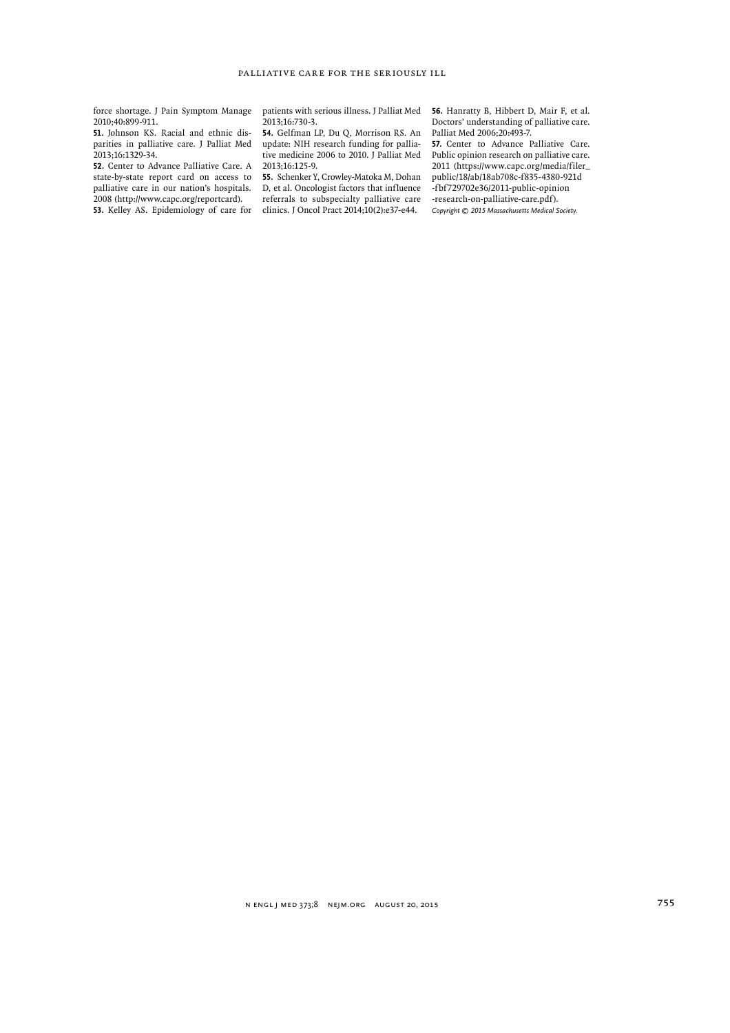force shortage. J Pain Symptom Manage 2010;40:899-911.

**51.** Johnson KS. Racial and ethnic disparities in palliative care. J Palliat Med 2013;16:1329-34.

**52.** Center to Advance Palliative Care. A state-by-state report card on access to palliative care in our nation's hospitals. 2008 (http://www.capc.org/reportcard).

**53.** Kelley AS. Epidemiology of care for patients with serious illness. J Palliat Med 2013;16:730-3.

**54.** Gelfman LP, Du Q, Morrison RS. An update: NIH research funding for palliative medicine 2006 to 2010. J Palliat Med 2013;16:125-9.

**55.** Schenker Y, Crowley-Matoka M, Dohan D, et al. Oncologist factors that influence referrals to subspecialty palliative care clinics. J Oncol Pract 2014;10(2):e37-e44.

**56.** Hanratty B, Hibbert D, Mair F, et al. Doctors' understanding of palliative care. Palliat Med 2006;20:493-7.

**57.** Center to Advance Palliative Care. Public opinion research on palliative care. 2011 (https://www.capc.org/media/filer_public/18/ab/18ab708c-f835-4380-921d-fbf729702e36/2011-public-opinion-research-on-palliative-care.pdf).

*Copyright © 2015 Massachusetts Medical Society.*